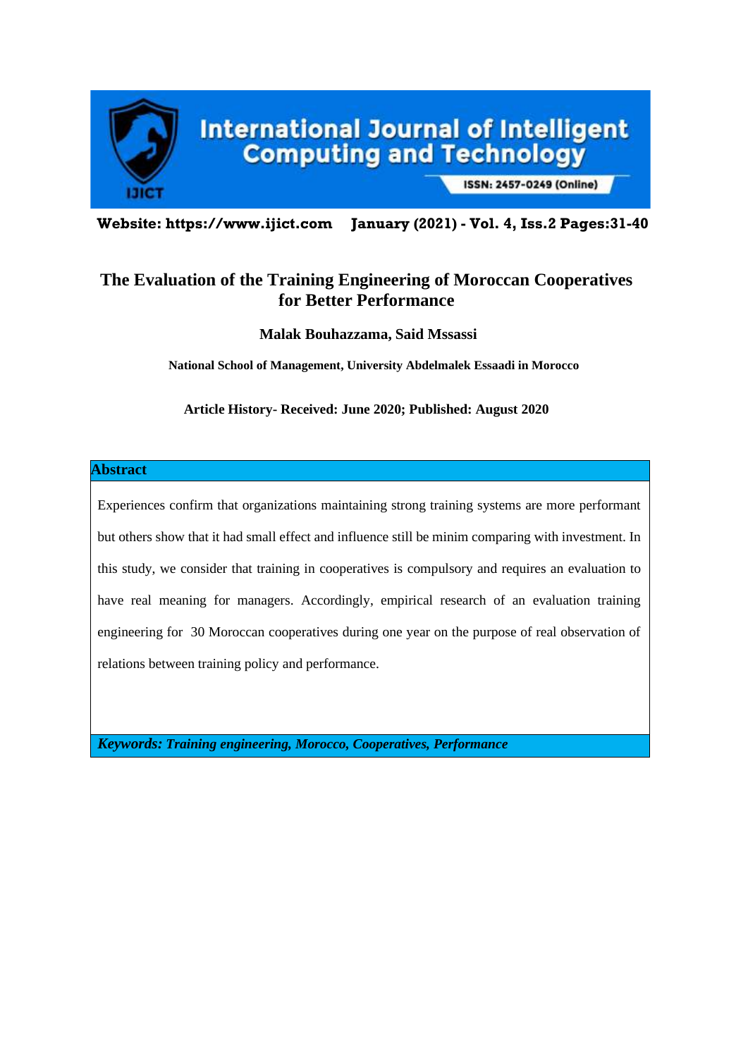# The Evaluation of the Training Engineering of Moroccan Cooperatives for Better Performance

**Malak Bouhazzama, Said Mssassi**

**National School of Management, University Abdelmalek Essaadi in Morocco**

**Article History- Received: June 2020; Published: August 2020**

## Abstract

Experiences confirm that organizations maintaining strong training systems are more performant but others show that it had small effect and influence still be minim comparing with investment. In this study, we consider that training in cooperatives is compulsory and requires an evaluation to have real meaning for managers. Accordingly, empirical research of an evaluation training engineering for 30 Moroccan cooperatives during one year on the purpose of real observation of relations between training policy and performance.

***Keywords: Training engineering, Morocco, Cooperatives, Performance***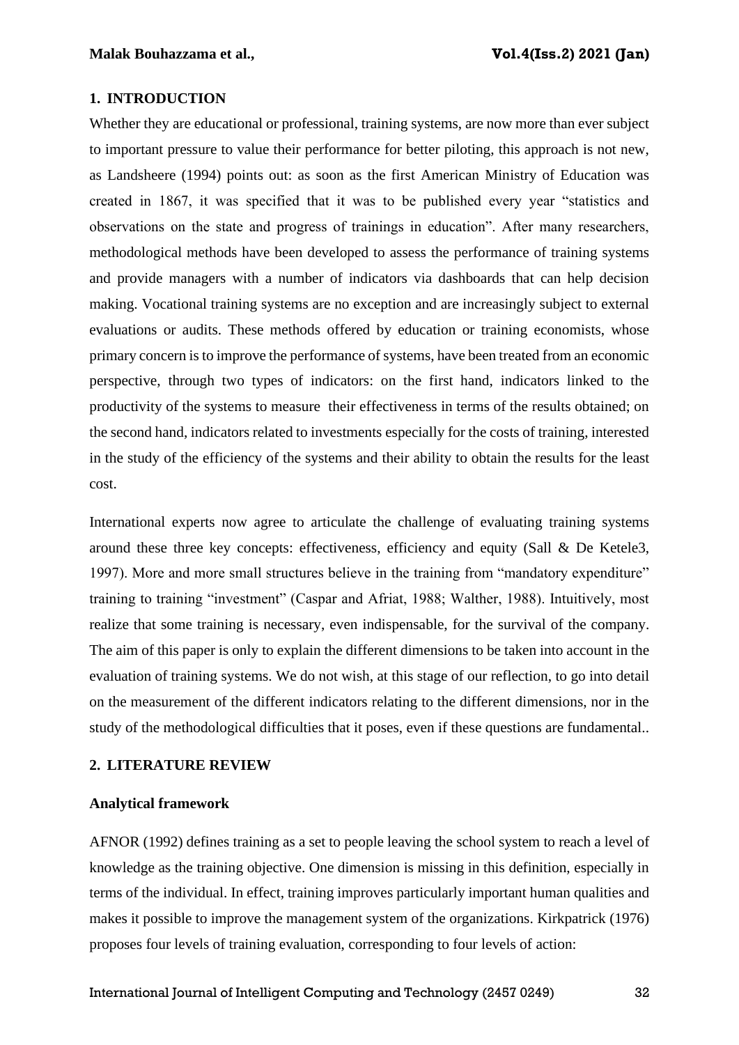## 1. INTRODUCTION

Whether they are educational or professional, training systems, are now more than ever subject to important pressure to value their performance for better piloting, this approach is not new, as Landsheere (1994) points out: as soon as the first American Ministry of Education was created in 1867, it was specified that it was to be published every year "statistics and observations on the state and progress of trainings in education". After many researchers, methodological methods have been developed to assess the performance of training systems and provide managers with a number of indicators via dashboards that can help decision making. Vocational training systems are no exception and are increasingly subject to external evaluations or audits. These methods offered by education or training economists, whose primary concern is to improve the performance of systems, have been treated from an economic perspective, through two types of indicators: on the first hand, indicators linked to the productivity of the systems to measure their effectiveness in terms of the results obtained; on the second hand, indicators related to investments especially for the costs of training, interested in the study of the efficiency of the systems and their ability to obtain the results for the least cost.

International experts now agree to articulate the challenge of evaluating training systems around these three key concepts: effectiveness, efficiency and equity (Sall & De Ketele3, 1997). More and more small structures believe in the training from "mandatory expenditure" training to training "investment" (Caspar and Afriat, 1988; Walther, 1988). Intuitively, most realize that some training is necessary, even indispensable, for the survival of the company. The aim of this paper is only to explain the different dimensions to be taken into account in the evaluation of training systems. We do not wish, at this stage of our reflection, to go into detail on the measurement of the different indicators relating to the different dimensions, nor in the study of the methodological difficulties that it poses, even if these questions are fundamental..

## 2. LITERATURE REVIEW

### Analytical framework

AFNOR (1992) defines training as a set to people leaving the school system to reach a level of knowledge as the training objective. One dimension is missing in this definition, especially in terms of the individual. In effect, training improves particularly important human qualities and makes it possible to improve the management system of the organizations. Kirkpatrick (1976) proposes four levels of training evaluation, corresponding to four levels of action: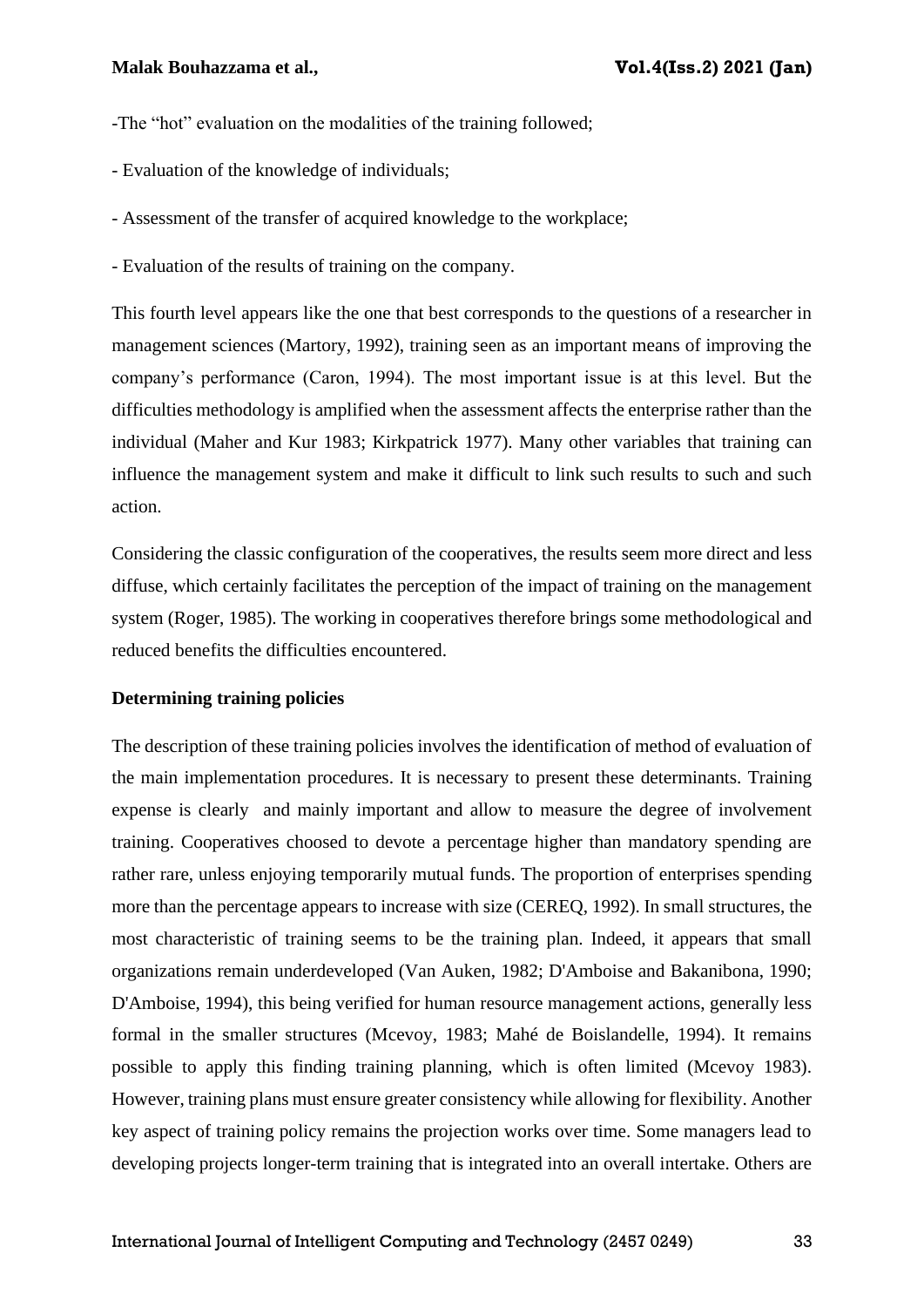-The “hot” evaluation on the modalities of the training followed;

- Evaluation of the knowledge of individuals;

- Assessment of the transfer of acquired knowledge to the workplace;

- Evaluation of the results of training on the company.

This fourth level appears like the one that best corresponds to the questions of a researcher in management sciences (Martory, 1992), training seen as an important means of improving the company’s performance (Caron, 1994). The most important issue is at this level. But the difficulties methodology is amplified when the assessment affects the enterprise rather than the individual (Maher and Kur 1983; Kirkpatrick 1977). Many other variables that training can influence the management system and make it difficult to link such results to such and such action.

Considering the classic configuration of the cooperatives, the results seem more direct and less diffuse, which certainly facilitates the perception of the impact of training on the management system (Roger, 1985). The working in cooperatives therefore brings some methodological and reduced benefits the difficulties encountered.

**Determining training policies**

The description of these training policies involves the identification of method of evaluation of the main implementation procedures. It is necessary to present these determinants. Training expense is clearly and mainly important and allow to measure the degree of involvement training. Cooperatives choosed to devote a percentage higher than mandatory spending are rather rare, unless enjoying temporarily mutual funds. The proportion of enterprises spending more than the percentage appears to increase with size (CEREQ, 1992). In small structures, the most characteristic of training seems to be the training plan. Indeed, it appears that small organizations remain underdeveloped (Van Auken, 1982; D'Amboise and Bakanibona, 1990; D'Amboise, 1994), this being verified for human resource management actions, generally less formal in the smaller structures (Mcevoy, 1983; Mahé de Boislandelle, 1994). It remains possible to apply this finding training planning, which is often limited (Mcevoy 1983). However, training plans must ensure greater consistency while allowing for flexibility. Another key aspect of training policy remains the projection works over time. Some managers lead to developing projects longer-term training that is integrated into an overall intertake. Others are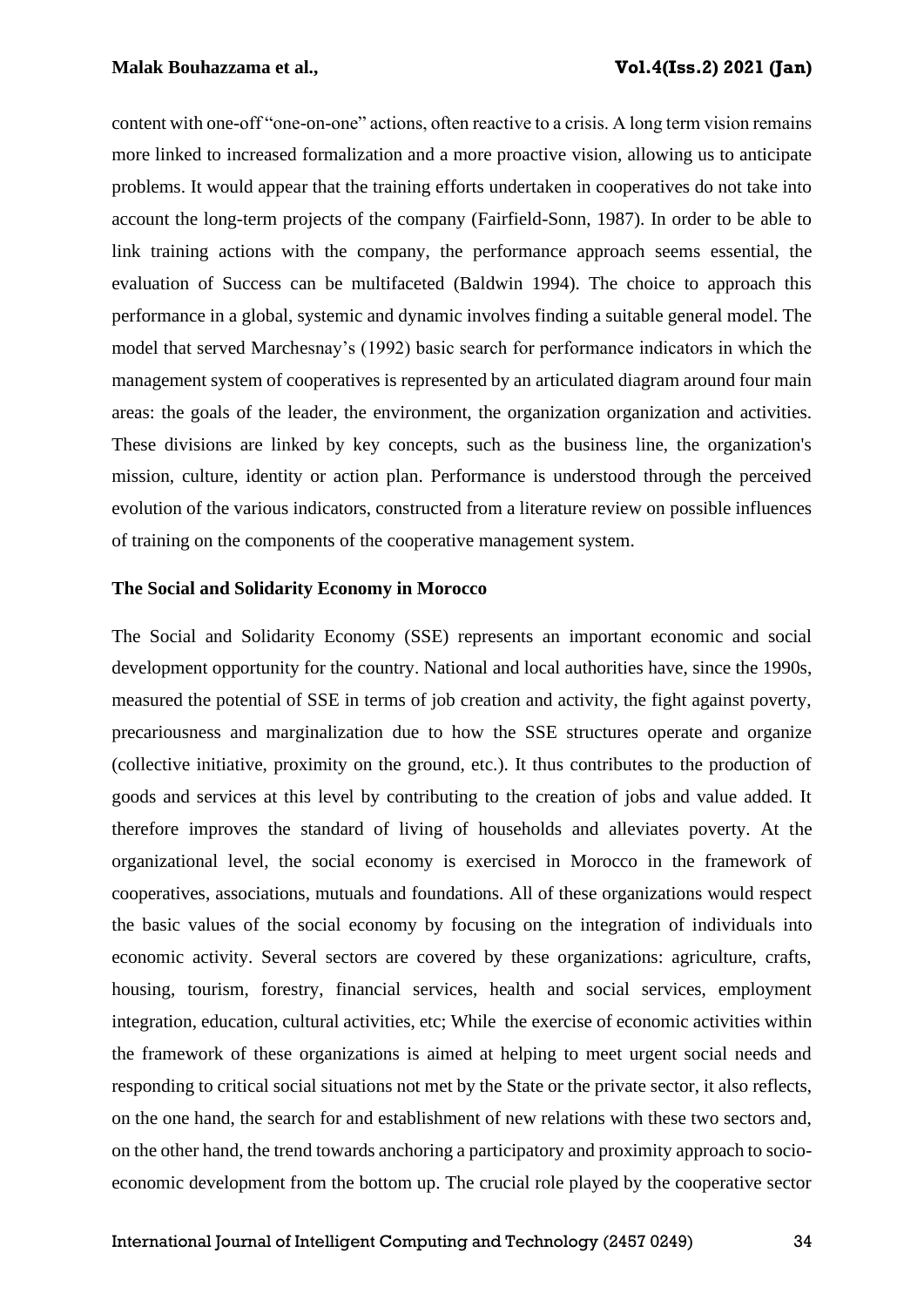content with one-off "one-on-one" actions, often reactive to a crisis. A long term vision remains more linked to increased formalization and a more proactive vision, allowing us to anticipate problems. It would appear that the training efforts undertaken in cooperatives do not take into account the long-term projects of the company (Fairfield-Sonn, 1987). In order to be able to link training actions with the company, the performance approach seems essential, the evaluation of Success can be multifaceted (Baldwin 1994). The choice to approach this performance in a global, systemic and dynamic involves finding a suitable general model. The model that served Marchesnay's (1992) basic search for performance indicators in which the management system of cooperatives is represented by an articulated diagram around four main areas: the goals of the leader, the environment, the organization organization and activities. These divisions are linked by key concepts, such as the business line, the organization's mission, culture, identity or action plan. Performance is understood through the perceived evolution of the various indicators, constructed from a literature review on possible influences of training on the components of the cooperative management system.

**The Social and Solidarity Economy in Morocco**

The Social and Solidarity Economy (SSE) represents an important economic and social development opportunity for the country. National and local authorities have, since the 1990s, measured the potential of SSE in terms of job creation and activity, the fight against poverty, precariousness and marginalization due to how the SSE structures operate and organize (collective initiative, proximity on the ground, etc.). It thus contributes to the production of goods and services at this level by contributing to the creation of jobs and value added. It therefore improves the standard of living of households and alleviates poverty. At the organizational level, the social economy is exercised in Morocco in the framework of cooperatives, associations, mutuals and foundations. All of these organizations would respect the basic values of the social economy by focusing on the integration of individuals into economic activity. Several sectors are covered by these organizations: agriculture, crafts, housing, tourism, forestry, financial services, health and social services, employment integration, education, cultural activities, etc; While the exercise of economic activities within the framework of these organizations is aimed at helping to meet urgent social needs and responding to critical social situations not met by the State or the private sector, it also reflects, on the one hand, the search for and establishment of new relations with these two sectors and, on the other hand, the trend towards anchoring a participatory and proximity approach to socio-economic development from the bottom up. The crucial role played by the cooperative sector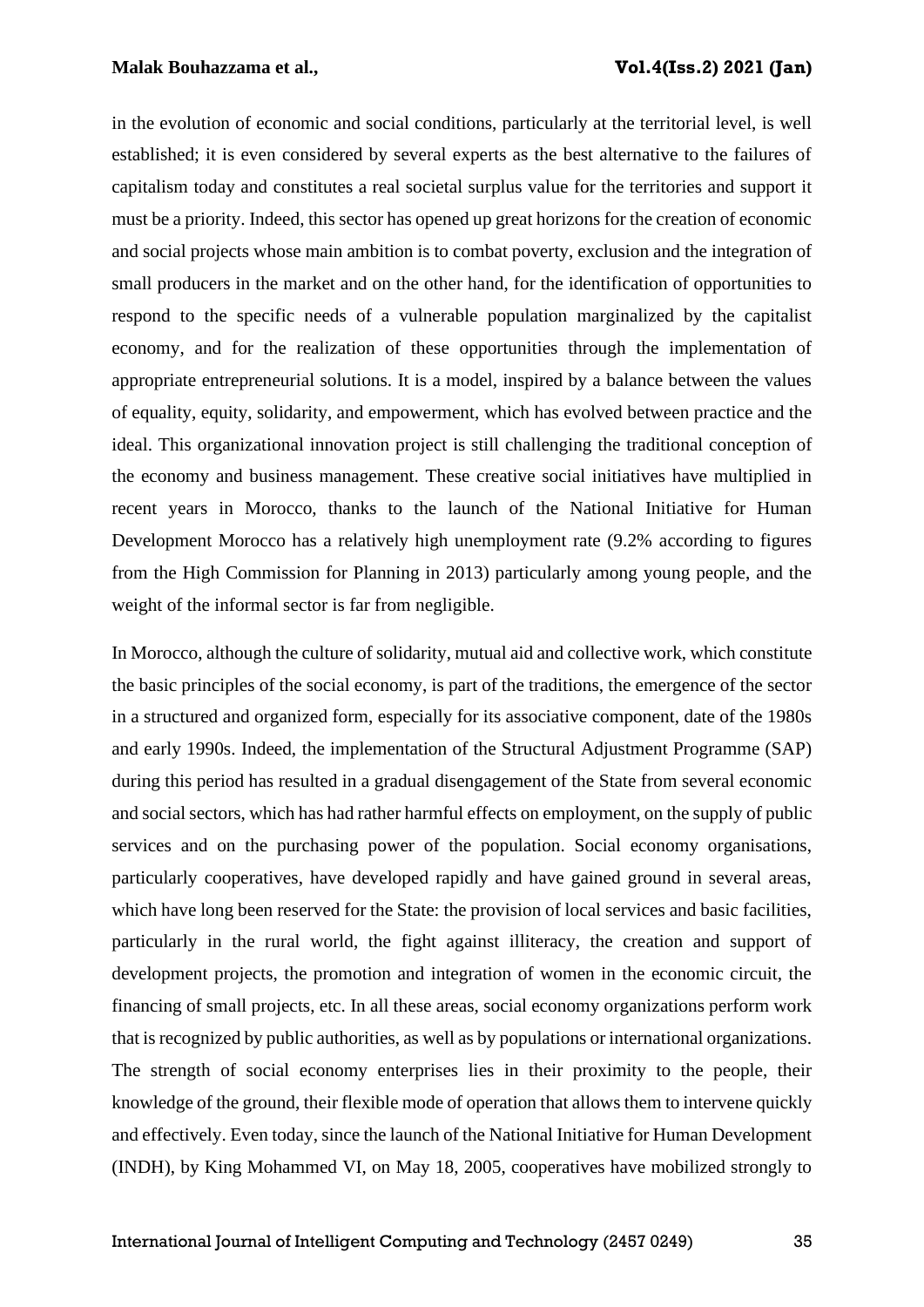in the evolution of economic and social conditions, particularly at the territorial level, is well established; it is even considered by several experts as the best alternative to the failures of capitalism today and constitutes a real societal surplus value for the territories and support it must be a priority. Indeed, this sector has opened up great horizons for the creation of economic and social projects whose main ambition is to combat poverty, exclusion and the integration of small producers in the market and on the other hand, for the identification of opportunities to respond to the specific needs of a vulnerable population marginalized by the capitalist economy, and for the realization of these opportunities through the implementation of appropriate entrepreneurial solutions. It is a model, inspired by a balance between the values of equality, equity, solidarity, and empowerment, which has evolved between practice and the ideal. This organizational innovation project is still challenging the traditional conception of the economy and business management. These creative social initiatives have multiplied in recent years in Morocco, thanks to the launch of the National Initiative for Human Development Morocco has a relatively high unemployment rate (9.2% according to figures from the High Commission for Planning in 2013) particularly among young people, and the weight of the informal sector is far from negligible.

In Morocco, although the culture of solidarity, mutual aid and collective work, which constitute the basic principles of the social economy, is part of the traditions, the emergence of the sector in a structured and organized form, especially for its associative component, date of the 1980s and early 1990s. Indeed, the implementation of the Structural Adjustment Programme (SAP) during this period has resulted in a gradual disengagement of the State from several economic and social sectors, which has had rather harmful effects on employment, on the supply of public services and on the purchasing power of the population. Social economy organisations, particularly cooperatives, have developed rapidly and have gained ground in several areas, which have long been reserved for the State: the provision of local services and basic facilities, particularly in the rural world, the fight against illiteracy, the creation and support of development projects, the promotion and integration of women in the economic circuit, the financing of small projects, etc. In all these areas, social economy organizations perform work that is recognized by public authorities, as well as by populations or international organizations. The strength of social economy enterprises lies in their proximity to the people, their knowledge of the ground, their flexible mode of operation that allows them to intervene quickly and effectively. Even today, since the launch of the National Initiative for Human Development (INDH), by King Mohammed VI, on May 18, 2005, cooperatives have mobilized strongly to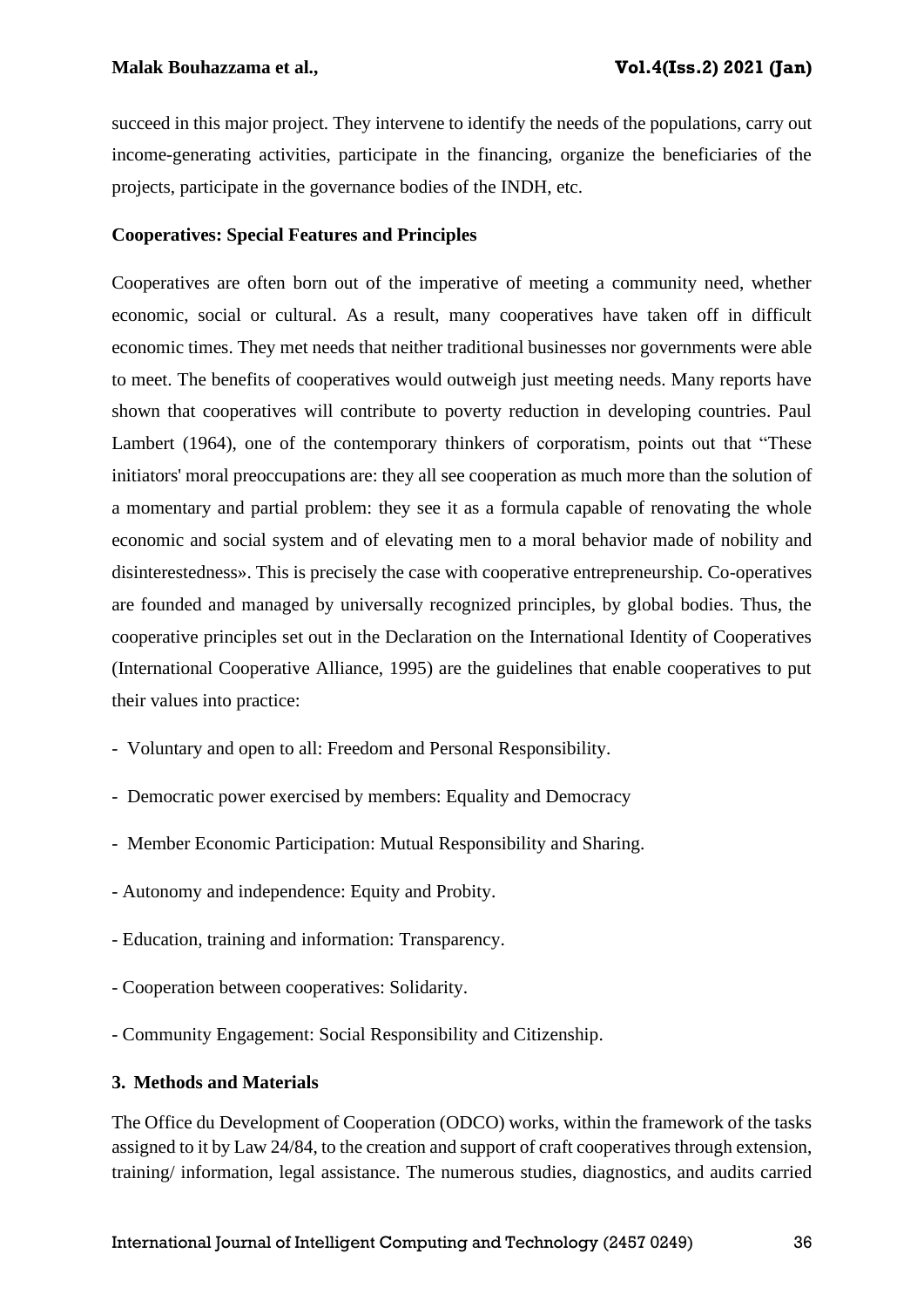succeed in this major project. They intervene to identify the needs of the populations, carry out income-generating activities, participate in the financing, organize the beneficiaries of the projects, participate in the governance bodies of the INDH, etc.

**Cooperatives: Special Features and Principles**

Cooperatives are often born out of the imperative of meeting a community need, whether economic, social or cultural. As a result, many cooperatives have taken off in difficult economic times. They met needs that neither traditional businesses nor governments were able to meet. The benefits of cooperatives would outweigh just meeting needs. Many reports have shown that cooperatives will contribute to poverty reduction in developing countries. Paul Lambert (1964), one of the contemporary thinkers of corporatism, points out that "These initiators' moral preoccupations are: they all see cooperation as much more than the solution of a momentary and partial problem: they see it as a formula capable of renovating the whole economic and social system and of elevating men to a moral behavior made of nobility and disinterestedness». This is precisely the case with cooperative entrepreneurship. Co-operatives are founded and managed by universally recognized principles, by global bodies. Thus, the cooperative principles set out in the Declaration on the International Identity of Cooperatives (International Cooperative Alliance, 1995) are the guidelines that enable cooperatives to put their values into practice:

- Voluntary and open to all: Freedom and Personal Responsibility.
- Democratic power exercised by members: Equality and Democracy
- Member Economic Participation: Mutual Responsibility and Sharing.
- Autonomy and independence: Equity and Probity.
- Education, training and information: Transparency.
- Cooperation between cooperatives: Solidarity.
- Community Engagement: Social Responsibility and Citizenship.

## 3. Methods and Materials

The Office du Development of Cooperation (ODCO) works, within the framework of the tasks assigned to it by Law 24/84, to the creation and support of craft cooperatives through extension, training/ information, legal assistance. The numerous studies, diagnostics, and audits carried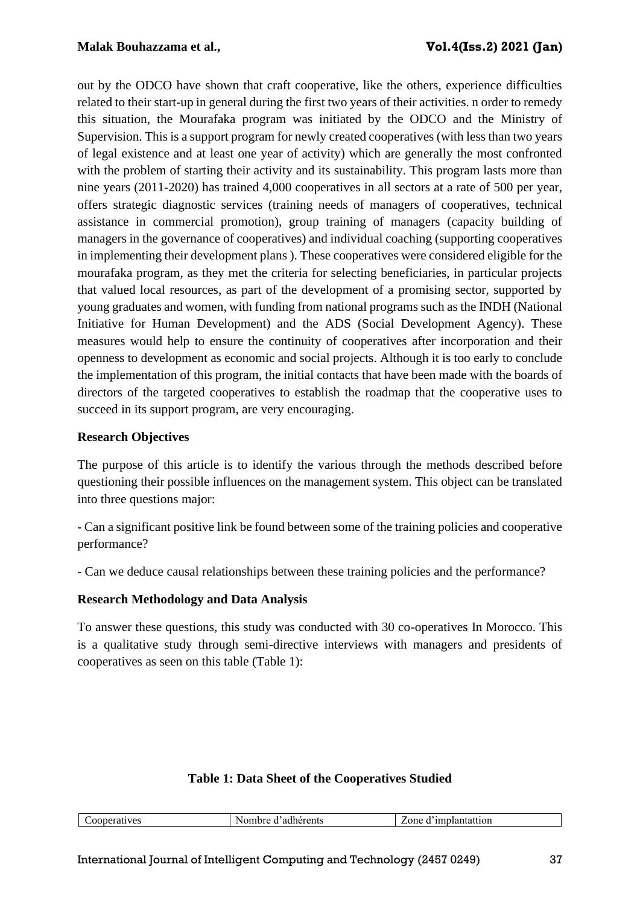out by the ODCO have shown that craft cooperative, like the others, experience difficulties related to their start-up in general during the first two years of their activities. n order to remedy this situation, the Mourafaka program was initiated by the ODCO and the Ministry of Supervision. This is a support program for newly created cooperatives (with less than two years of legal existence and at least one year of activity) which are generally the most confronted with the problem of starting their activity and its sustainability. This program lasts more than nine years (2011-2020) has trained 4,000 cooperatives in all sectors at a rate of 500 per year, offers strategic diagnostic services (training needs of managers of cooperatives, technical assistance in commercial promotion), group training of managers (capacity building of managers in the governance of cooperatives) and individual coaching (supporting cooperatives in implementing their development plans ). These cooperatives were considered eligible for the mourafaka program, as they met the criteria for selecting beneficiaries, in particular projects that valued local resources, as part of the development of a promising sector, supported by young graduates and women, with funding from national programs such as the INDH (National Initiative for Human Development) and the ADS (Social Development Agency). These measures would help to ensure the continuity of cooperatives after incorporation and their openness to development as economic and social projects. Although it is too early to conclude the implementation of this program, the initial contacts that have been made with the boards of directors of the targeted cooperatives to establish the roadmap that the cooperative uses to succeed in its support program, are very encouraging.

**Research Objectives**

The purpose of this article is to identify the various through the methods described before questioning their possible influences on the management system. This object can be translated into three questions major:

- Can a significant positive link be found between some of the training policies and cooperative performance?

- Can we deduce causal relationships between these training policies and the performance?

**Research Methodology and Data Analysis**

To answer these questions, this study was conducted with 30 co-operatives In Morocco. This is a qualitative study through semi-directive interviews with managers and presidents of cooperatives as seen on this table (Table 1):

**Table 1: Data Sheet of the Cooperatives Studied**

| Cooperatives | Nombre d'adhérents | Zone d'implantattion |
|---|---|---|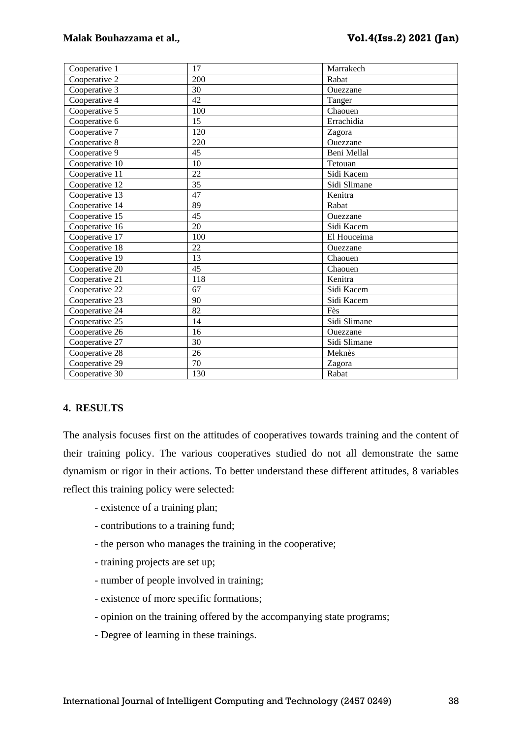| Cooperative 1 | 17 | Marrakech |
|---|---|---|
| Cooperative 2 | 200 | Rabat |
| Cooperative 3 | 30 | Ouezzane |
| Cooperative 4 | 42 | Tanger |
| Cooperative 5 | 100 | Chaouen |
| Cooperative 6 | 15 | Errachidia |
| Cooperative 7 | 120 | Zagora |
| Cooperative 8 | 220 | Ouezzane |
| Cooperative 9 | 45 | Beni Mellal |
| Cooperative 10 | 10 | Tetouan |
| Cooperative 11 | 22 | Sidi Kacem |
| Cooperative 12 | 35 | Sidi Slimane |
| Cooperative 13 | 47 | Kenitra |
| Cooperative 14 | 89 | Rabat |
| Cooperative 15 | 45 | Ouezzane |
| Cooperative 16 | 20 | Sidi Kacem |
| Cooperative 17 | 100 | El Houceima |
| Cooperative 18 | 22 | Ouezzane |
| Cooperative 19 | 13 | Chaouen |
| Cooperative 20 | 45 | Chaouen |
| Cooperative 21 | 118 | Kenitra |
| Cooperative 22 | 67 | Sidi Kacem |
| Cooperative 23 | 90 | Sidi Kacem |
| Cooperative 24 | 82 | Fès |
| Cooperative 25 | 14 | Sidi Slimane |
| Cooperative 26 | 16 | Ouezzane |
| Cooperative 27 | 30 | Sidi Slimane |
| Cooperative 28 | 26 | Meknès |
| Cooperative 29 | 70 | Zagora |
| Cooperative 30 | 130 | Rabat |

## 4. RESULTS

The analysis focuses first on the attitudes of cooperatives towards training and the content of their training policy. The various cooperatives studied do not all demonstrate the same dynamism or rigor in their actions. To better understand these different attitudes, 8 variables reflect this training policy were selected:

- existence of a training plan;
- contributions to a training fund;
- the person who manages the training in the cooperative;
- training projects are set up;
- number of people involved in training;
- existence of more specific formations;
- opinion on the training offered by the accompanying state programs;
- Degree of learning in these trainings.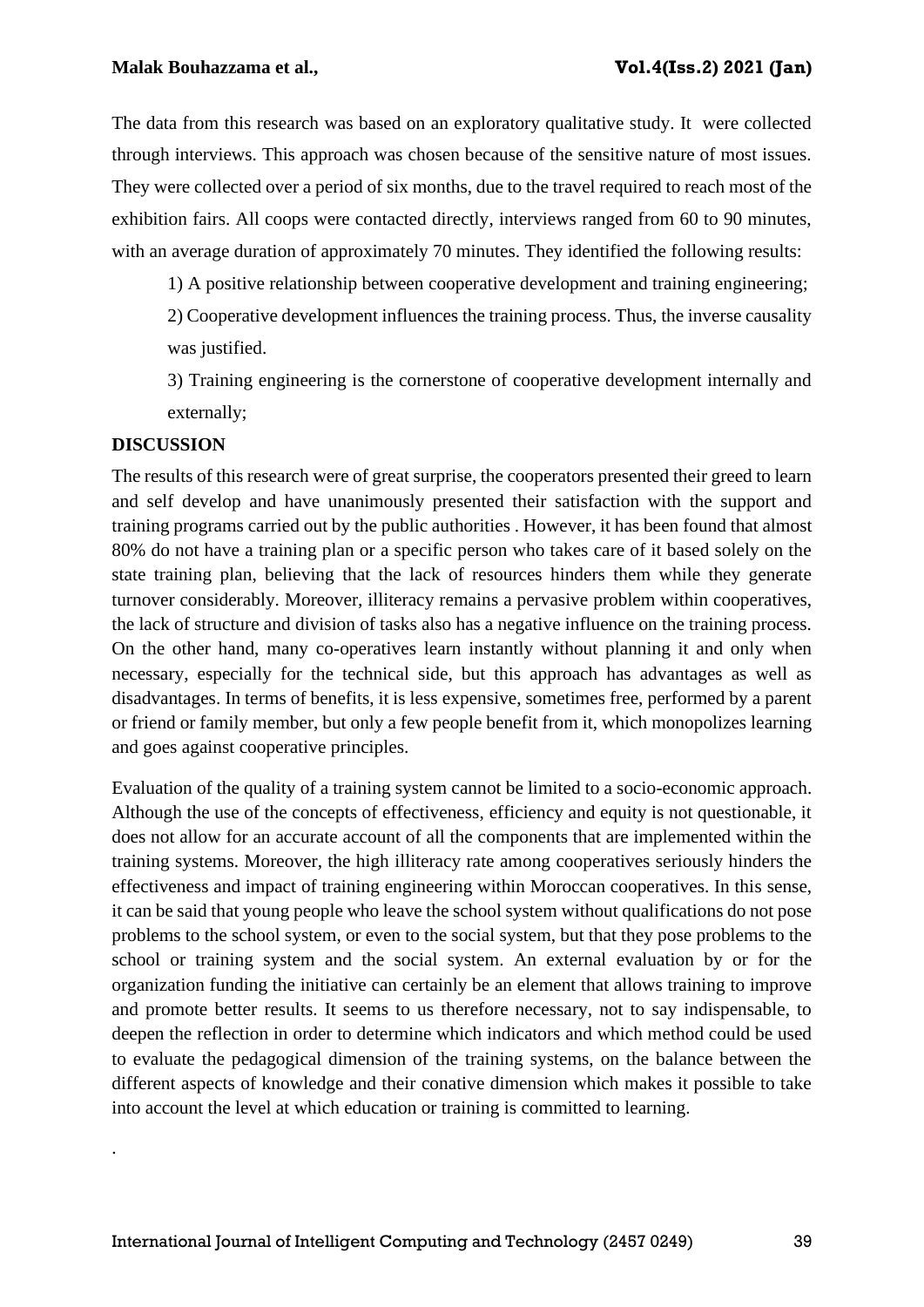The data from this research was based on an exploratory qualitative study. It were collected through interviews. This approach was chosen because of the sensitive nature of most issues. They were collected over a period of six months, due to the travel required to reach most of the exhibition fairs. All coops were contacted directly, interviews ranged from 60 to 90 minutes, with an average duration of approximately 70 minutes. They identified the following results:

1) A positive relationship between cooperative development and training engineering;

2) Cooperative development influences the training process. Thus, the inverse causality was justified.

3) Training engineering is the cornerstone of cooperative development internally and externally;

## DISCUSSION

The results of this research were of great surprise, the cooperators presented their greed to learn and self develop and have unanimously presented their satisfaction with the support and training programs carried out by the public authorities . However, it has been found that almost 80% do not have a training plan or a specific person who takes care of it based solely on the state training plan, believing that the lack of resources hinders them while they generate turnover considerably. Moreover, illiteracy remains a pervasive problem within cooperatives, the lack of structure and division of tasks also has a negative influence on the training process. On the other hand, many co-operatives learn instantly without planning it and only when necessary, especially for the technical side, but this approach has advantages as well as disadvantages. In terms of benefits, it is less expensive, sometimes free, performed by a parent or friend or family member, but only a few people benefit from it, which monopolizes learning and goes against cooperative principles.

Evaluation of the quality of a training system cannot be limited to a socio-economic approach. Although the use of the concepts of effectiveness, efficiency and equity is not questionable, it does not allow for an accurate account of all the components that are implemented within the training systems. Moreover, the high illiteracy rate among cooperatives seriously hinders the effectiveness and impact of training engineering within Moroccan cooperatives. In this sense, it can be said that young people who leave the school system without qualifications do not pose problems to the school system, or even to the social system, but that they pose problems to the school or training system and the social system. An external evaluation by or for the organization funding the initiative can certainly be an element that allows training to improve and promote better results. It seems to us therefore necessary, not to say indispensable, to deepen the reflection in order to determine which indicators and which method could be used to evaluate the pedagogical dimension of the training systems, on the balance between the different aspects of knowledge and their conative dimension which makes it possible to take into account the level at which education or training is committed to learning.

.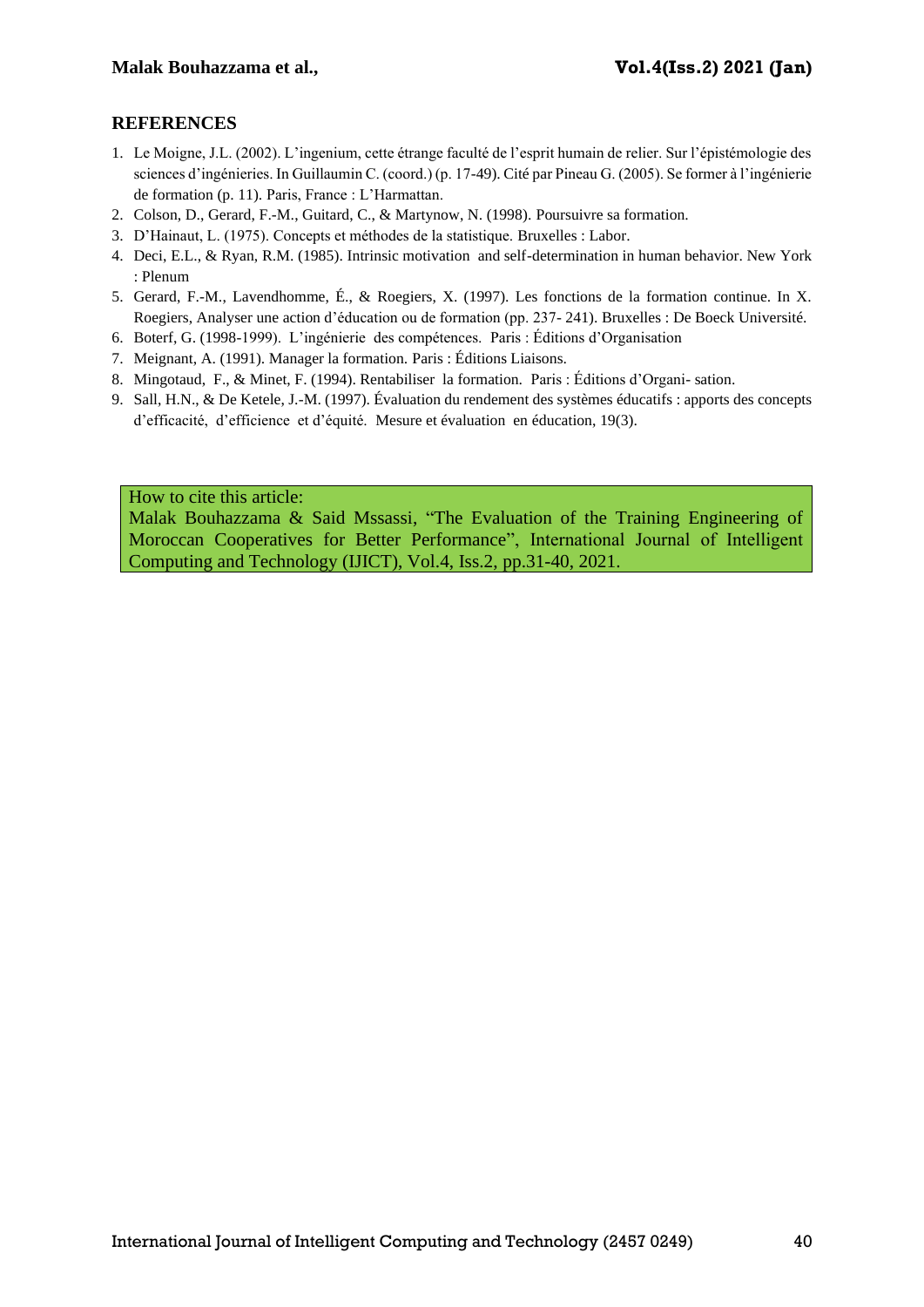## REFERENCES

1. Le Moigne, J.L. (2002). L'ingenium, cette étrange faculté de l'esprit humain de relier. Sur l'épistémologie des sciences d'ingénieries. In Guillaumin C. (coord.) (p. 17-49). Cité par Pineau G. (2005). Se former à l'ingénierie de formation (p. 11). Paris, France : L'Harmattan.
2. Colson, D., Gerard, F.-M., Guitard, C., & Martynow, N. (1998). Poursuivre sa formation.
3. D'Hainaut, L. (1975). Concepts et méthodes de la statistique. Bruxelles : Labor.
4. Deci, E.L., & Ryan, R.M. (1985). Intrinsic motivation and self-determination in human behavior. New York : Plenum
5. Gerard, F.-M., Lavendhomme, É., & Roegiers, X. (1997). Les fonctions de la formation continue. In X. Roegiers, Analyser une action d'éducation ou de formation (pp. 237- 241). Bruxelles : De Boeck Université.
6. Boterf, G. (1998-1999). L'ingénierie des compétences. Paris : Éditions d'Organisation
7. Meignant, A. (1991). Manager la formation. Paris : Éditions Liaisons.
8. Mingotaud, F., & Minet, F. (1994). Rentabiliser la formation. Paris : Éditions d'Organi- sation.
9. Sall, H.N., & De Ketele, J.-M. (1997). Évaluation du rendement des systèmes éducatifs : apports des concepts d'efficacité, d'efficience et d'équité. Mesure et évaluation en éducation, 19(3).

How to cite this article:
Malak Bouhazzama & Said Mssassi, "The Evaluation of the Training Engineering of Moroccan Cooperatives for Better Performance", International Journal of Intelligent Computing and Technology (IJICT), Vol.4, Iss.2, pp.31-40, 2021.